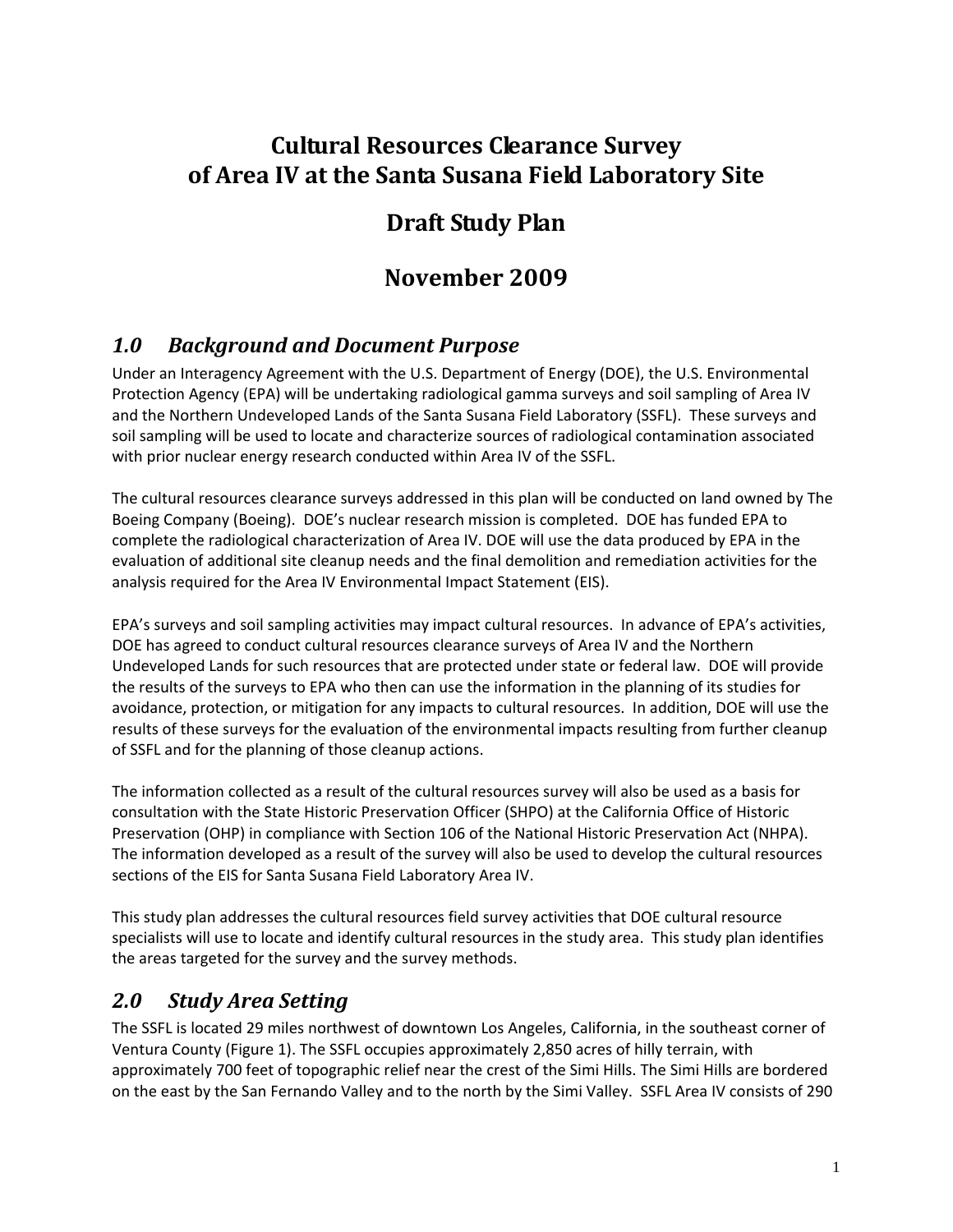# Cultural Resources Clearance Survey of Area IV at the Santa Susana Field Laboratory Site

# Draft Study Plan

# November 2009

## *1.0 Background and Document Purpose*

Under an Interagency Agreement with the U.S. Department of Energy (DOE), the U.S. Environmental Protection Agency (EPA) will be undertaking radiological gamma surveys and soil sampling of Area IV and the Northern Undeveloped Lands of the Santa Susana Field Laboratory (SSFL). These surveys and soil sampling will be used to locate and characterize sources of radiological contamination associated with prior nuclear energy research conducted within Area IV of the SSFL.

The cultural resources clearance surveys addressed in this plan will be conducted on land owned by The Boeing Company (Boeing). DOE's nuclear research mission is completed. DOE has funded EPA to complete the radiological characterization of Area IV. DOE will use the data produced by EPA in the evaluation of additional site cleanup needs and the final demolition and remediation activities for the analysis required for the Area IV Environmental Impact Statement (EIS).

EPA's surveys and soil sampling activities may impact cultural resources. In advance of EPA's activities, DOE has agreed to conduct cultural resources clearance surveys of Area IV and the Northern Undeveloped Lands for such resources that are protected under state or federal law. DOE will provide the results of the surveys to EPA who then can use the information in the planning of its studies for avoidance, protection, or mitigation for any impacts to cultural resources. In addition, DOE will use the results of these surveys for the evaluation of the environmental impacts resulting from further cleanup of SSFL and for the planning of those cleanup actions.

The information collected as a result of the cultural resources survey will also be used as a basis for consultation with the State Historic Preservation Officer (SHPO) at the California Office of Historic Preservation (OHP) in compliance with Section 106 of the National Historic Preservation Act (NHPA). The information developed as a result of the survey will also be used to develop the cultural resources sections of the EIS for Santa Susana Field Laboratory Area IV.

This study plan addresses the cultural resources field survey activities that DOE cultural resource specialists will use to locate and identify cultural resources in the study area. This study plan identifies the areas targeted for the survey and the survey methods.

## *2.0 Study Area Setting*

The SSFL is located 29 miles northwest of downtown Los Angeles, California, in the southeast corner of Ventura County (Figure 1). The SSFL occupies approximately 2,850 acres of hilly terrain, with approximately 700 feet of topographic relief near the crest of the Simi Hills. The Simi Hills are bordered on the east by the San Fernando Valley and to the north by the Simi Valley. SSFL Area IV consists of 290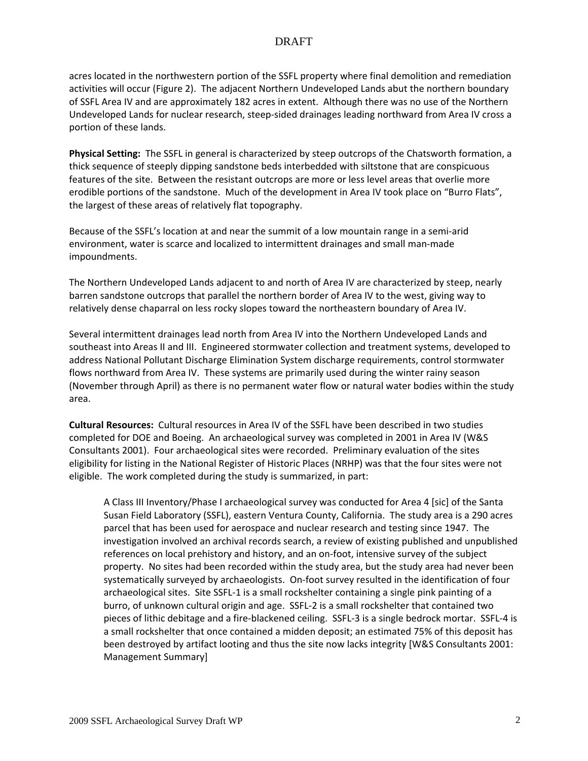acres located in the northwestern portion of the SSFL property where final demolition and remediation activities will occur (Figure 2). The adjacent Northern Undeveloped Lands abut the northern boundary of SSFL Area IV and are approximately 182 acres in extent. Although there was no use of the Northern Undeveloped Lands for nuclear research, steep-sided drainages leading northward from Area IV cross a portion of these lands.

**Physical Setting:** The SSFL in general is characterized by steep outcrops of the Chatsworth formation, a thick sequence of steeply dipping sandstone beds interbedded with siltstone that are conspicuous features of the site. Between the resistant outcrops are more or less level areas that overlie more erodible portions of the sandstone. Much of the development in Area IV took place on "Burro Flats", the largest of these areas of relatively flat topography.

Because of the SSFL's location at and near the summit of a low mountain range in a semi-arid environment, water is scarce and localized to intermittent drainages and small man-made impoundments.

The Northern Undeveloped Lands adjacent to and north of Area IV are characterized by steep, nearly barren sandstone outcrops that parallel the northern border of Area IV to the west, giving way to relatively dense chaparral on less rocky slopes toward the northeastern boundary of Area IV.

Several intermittent drainages lead north from Area IV into the Northern Undeveloped Lands and southeast into Areas II and III. Engineered stormwater collection and treatment systems, developed to address National Pollutant Discharge Elimination System discharge requirements, control stormwater flows northward from Area IV. These systems are primarily used during the winter rainy season (November through April) as there is no permanent water flow or natural water bodies within the study area.

**Cultural Resources:** Cultural resources in Area IV of the SSFL have been described in two studies completed for DOE and Boeing. An archaeological survey was completed in 2001 in Area IV (W&S Consultants 2001). Four archaeological sites were recorded. Preliminary evaluation of the sites eligibility for listing in the National Register of Historic Places (NRHP) was that the four sites were not eligible. The work completed during the study is summarized, in part:

> A Class III Inventory/Phase I archaeological survey was conducted for Area 4 [sic] of the Santa Susan Field Laboratory (SSFL), eastern Ventura County, California. The study area is a 290 acres parcel that has been used for aerospace and nuclear research and testing since 1947. The investigation involved an archival records search, a review of existing published and unpublished references on local prehistory and history, and an on-foot, intensive survey of the subject property. No sites had been recorded within the study area, but the study area had never been systematically surveyed by archaeologists. On-foot survey resulted in the identification of four archaeological sites. Site SSFL-1 is a small rockshelter containing a single pink painting of a burro, of unknown cultural origin and age. SSFL-2 is a small rockshelter that contained two pieces of lithic debitage and a fire-blackened ceiling. SSFL-3 is a single bedrock mortar. SSFL-4 is a small rockshelter that once contained a midden deposit; an estimated 75% of this deposit has been destroyed by artifact looting and thus the site now lacks integrity [W&S Consultants 2001: Management Summary]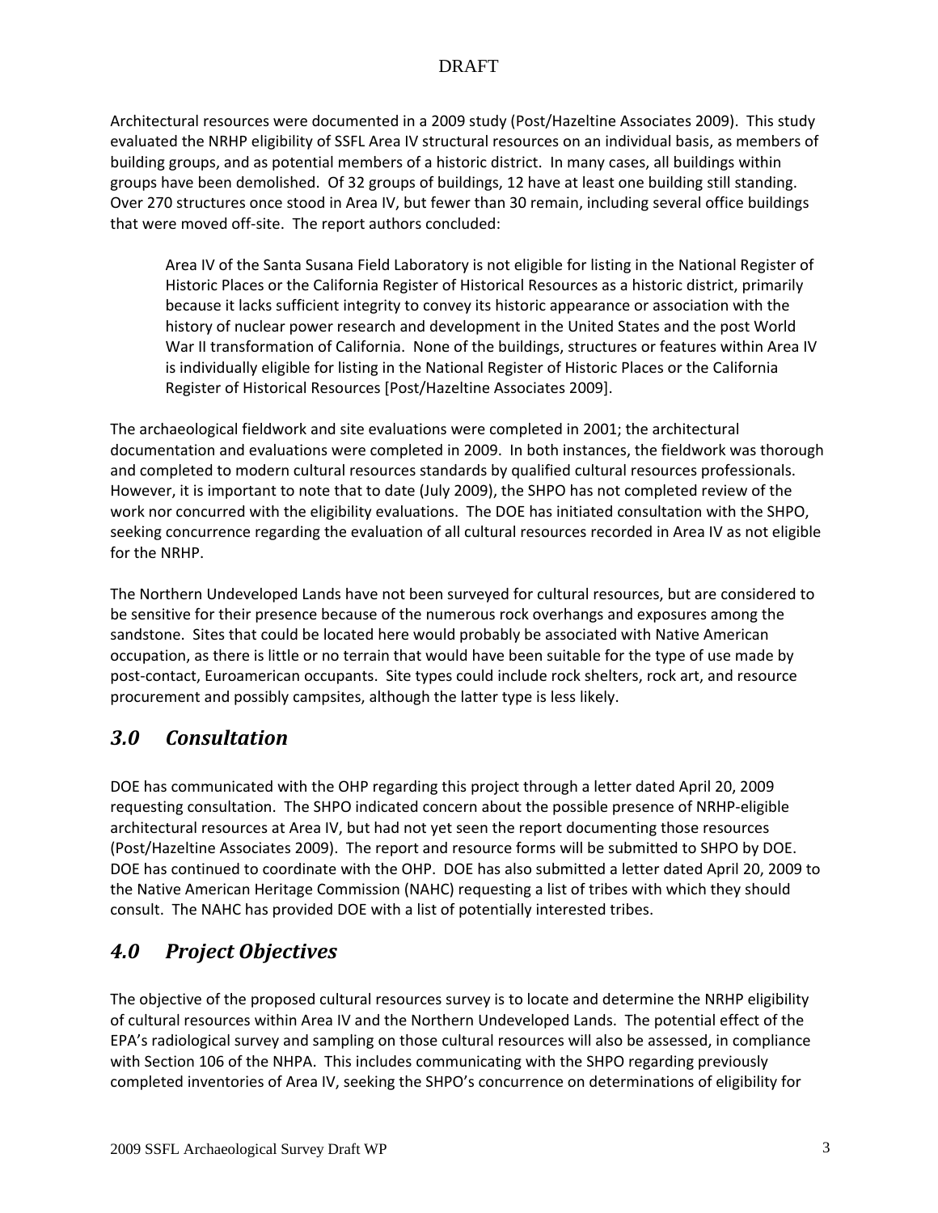Architectural resources were documented in a 2009 study (Post/Hazeltine Associates 2009). This study evaluated the NRHP eligibility of SSFL Area IV structural resources on an individual basis, as members of building groups, and as potential members of a historic district. In many cases, all buildings within groups have been demolished. Of 32 groups of buildings, 12 have at least one building still standing. Over 270 structures once stood in Area IV, but fewer than 30 remain, including several office buildings that were moved off-site. The report authors concluded:

> Area IV of the Santa Susana Field Laboratory is not eligible for listing in the National Register of Historic Places or the California Register of Historical Resources as a historic district, primarily because it lacks sufficient integrity to convey its historic appearance or association with the history of nuclear power research and development in the United States and the post World War II transformation of California. None of the buildings, structures or features within Area IV is individually eligible for listing in the National Register of Historic Places or the California Register of Historical Resources [Post/Hazeltine Associates 2009].

The archaeological fieldwork and site evaluations were completed in 2001; the architectural documentation and evaluations were completed in 2009. In both instances, the fieldwork was thorough and completed to modern cultural resources standards by qualified cultural resources professionals. However, it is important to note that to date (July 2009), the SHPO has not completed review of the work nor concurred with the eligibility evaluations. The DOE has initiated consultation with the SHPO, seeking concurrence regarding the evaluation of all cultural resources recorded in Area IV as not eligible for the NRHP.

The Northern Undeveloped Lands have not been surveyed for cultural resources, but are considered to be sensitive for their presence because of the numerous rock overhangs and exposures among the sandstone. Sites that could be located here would probably be associated with Native American occupation, as there is little or no terrain that would have been suitable for the type of use made by post-contact, Euroamerican occupants. Site types could include rock shelters, rock art, and resource procurement and possibly campsites, although the latter type is less likely.

## *3.0 Consultation*

DOE has communicated with the OHP regarding this project through a letter dated April 20, 2009 requesting consultation. The SHPO indicated concern about the possible presence of NRHP-eligible architectural resources at Area IV, but had not yet seen the report documenting those resources (Post/Hazeltine Associates 2009). The report and resource forms will be submitted to SHPO by DOE. DOE has continued to coordinate with the OHP. DOE has also submitted a letter dated April 20, 2009 to the Native American Heritage Commission (NAHC) requesting a list of tribes with which they should consult. The NAHC has provided DOE with a list of potentially interested tribes.

## *4.0 Project Objectives*

The objective of the proposed cultural resources survey is to locate and determine the NRHP eligibility of cultural resources within Area IV and the Northern Undeveloped Lands. The potential effect of the EPA's radiological survey and sampling on those cultural resources will also be assessed, in compliance with Section 106 of the NHPA. This includes communicating with the SHPO regarding previously completed inventories of Area IV, seeking the SHPO's concurrence on determinations of eligibility for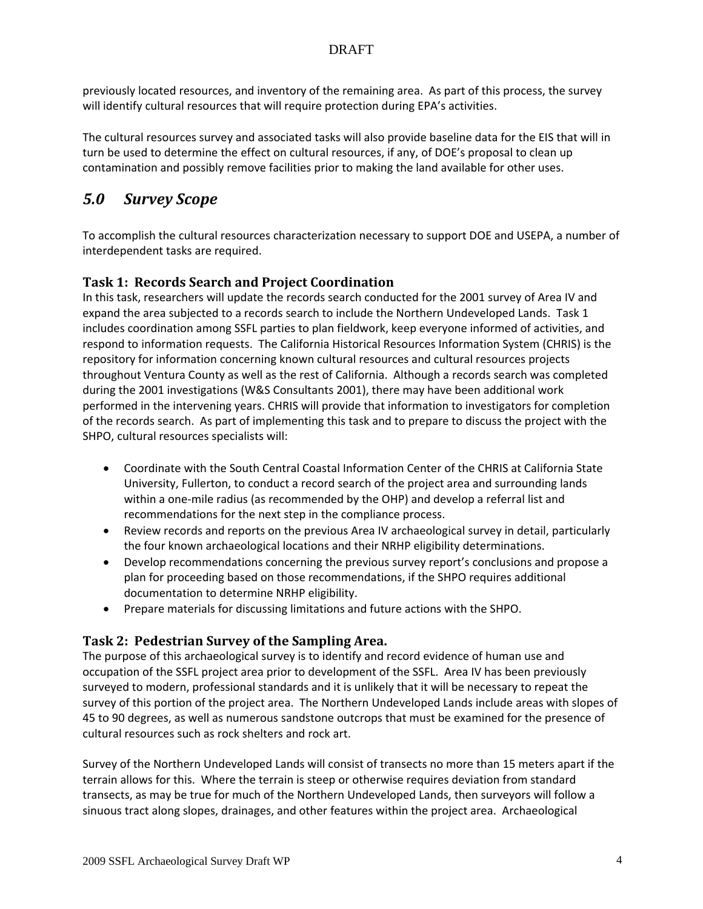previously located resources, and inventory of the remaining area. As part of this process, the survey will identify cultural resources that will require protection during EPA's activities.

The cultural resources survey and associated tasks will also provide baseline data for the EIS that will in turn be used to determine the effect on cultural resources, if any, of DOE's proposal to clean up contamination and possibly remove facilities prior to making the land available for other uses.

## *5.0 Survey Scope*

To accomplish the cultural resources characterization necessary to support DOE and USEPA, a number of interdependent tasks are required.

### Task 1: Records Search and Project Coordination

In this task, researchers will update the records search conducted for the 2001 survey of Area IV and expand the area subjected to a records search to include the Northern Undeveloped Lands. Task 1 includes coordination among SSFL parties to plan fieldwork, keep everyone informed of activities, and respond to information requests. The California Historical Resources Information System (CHRIS) is the repository for information concerning known cultural resources and cultural resources projects throughout Ventura County as well as the rest of California. Although a records search was completed during the 2001 investigations (W&S Consultants 2001), there may have been additional work performed in the intervening years. CHRIS will provide that information to investigators for completion of the records search. As part of implementing this task and to prepare to discuss the project with the SHPO, cultural resources specialists will:

- Coordinate with the South Central Coastal Information Center of the CHRIS at California State University, Fullerton, to conduct a record search of the project area and surrounding lands within a one-mile radius (as recommended by the OHP) and develop a referral list and recommendations for the next step in the compliance process.
- Review records and reports on the previous Area IV archaeological survey in detail, particularly the four known archaeological locations and their NRHP eligibility determinations.
- Develop recommendations concerning the previous survey report's conclusions and propose a plan for proceeding based on those recommendations, if the SHPO requires additional documentation to determine NRHP eligibility.
- Prepare materials for discussing limitations and future actions with the SHPO.

### Task 2: Pedestrian Survey of the Sampling Area.

The purpose of this archaeological survey is to identify and record evidence of human use and occupation of the SSFL project area prior to development of the SSFL. Area IV has been previously surveyed to modern, professional standards and it is unlikely that it will be necessary to repeat the survey of this portion of the project area. The Northern Undeveloped Lands include areas with slopes of 45 to 90 degrees, as well as numerous sandstone outcrops that must be examined for the presence of cultural resources such as rock shelters and rock art.

Survey of the Northern Undeveloped Lands will consist of transects no more than 15 meters apart if the terrain allows for this. Where the terrain is steep or otherwise requires deviation from standard transects, as may be true for much of the Northern Undeveloped Lands, then surveyors will follow a sinuous tract along slopes, drainages, and other features within the project area. Archaeological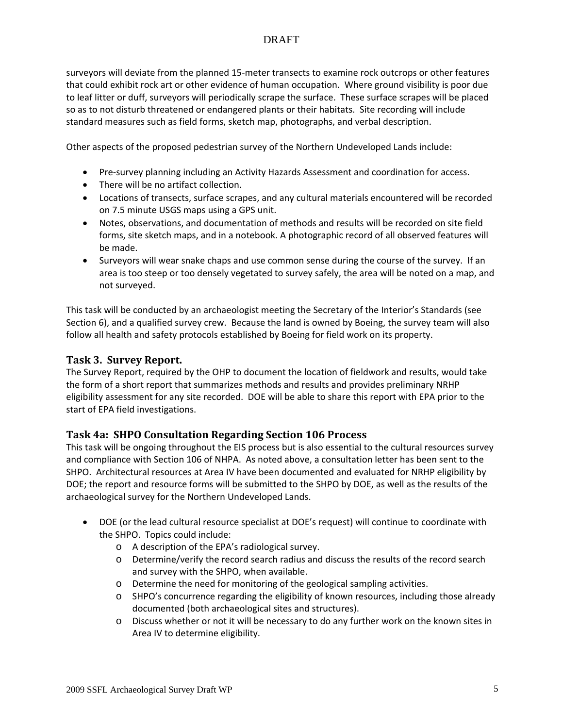surveyors will deviate from the planned 15-meter transects to examine rock outcrops or other features that could exhibit rock art or other evidence of human occupation. Where ground visibility is poor due to leaf litter or duff, surveyors will periodically scrape the surface. These surface scrapes will be placed so as to not disturb threatened or endangered plants or their habitats. Site recording will include standard measures such as field forms, sketch map, photographs, and verbal description.

Other aspects of the proposed pedestrian survey of the Northern Undeveloped Lands include:

- Pre-survey planning including an Activity Hazards Assessment and coordination for access.
- There will be no artifact collection.
- Locations of transects, surface scrapes, and any cultural materials encountered will be recorded on 7.5 minute USGS maps using a GPS unit.
- Notes, observations, and documentation of methods and results will be recorded on site field forms, site sketch maps, and in a notebook. A photographic record of all observed features will be made.
- Surveyors will wear snake chaps and use common sense during the course of the survey. If an area is too steep or too densely vegetated to survey safely, the area will be noted on a map, and not surveyed.

This task will be conducted by an archaeologist meeting the Secretary of the Interior's Standards (see Section 6), and a qualified survey crew. Because the land is owned by Boeing, the survey team will also follow all health and safety protocols established by Boeing for field work on its property.

### Task 3. Survey Report.

The Survey Report, required by the OHP to document the location of fieldwork and results, would take the form of a short report that summarizes methods and results and provides preliminary NRHP eligibility assessment for any site recorded. DOE will be able to share this report with EPA prior to the start of EPA field investigations.

### Task 4a: SHPO Consultation Regarding Section 106 Process

This task will be ongoing throughout the EIS process but is also essential to the cultural resources survey and compliance with Section 106 of NHPA. As noted above, a consultation letter has been sent to the SHPO. Architectural resources at Area IV have been documented and evaluated for NRHP eligibility by DOE; the report and resource forms will be submitted to the SHPO by DOE, as well as the results of the archaeological survey for the Northern Undeveloped Lands.

- DOE (or the lead cultural resource specialist at DOE's request) will continue to coordinate with the SHPO. Topics could include:
  - A description of the EPA's radiological survey.
  - Determine/verify the record search radius and discuss the results of the record search and survey with the SHPO, when available.
  - Determine the need for monitoring of the geological sampling activities.
  - SHPO's concurrence regarding the eligibility of known resources, including those already documented (both archaeological sites and structures).
  - Discuss whether or not it will be necessary to do any further work on the known sites in Area IV to determine eligibility.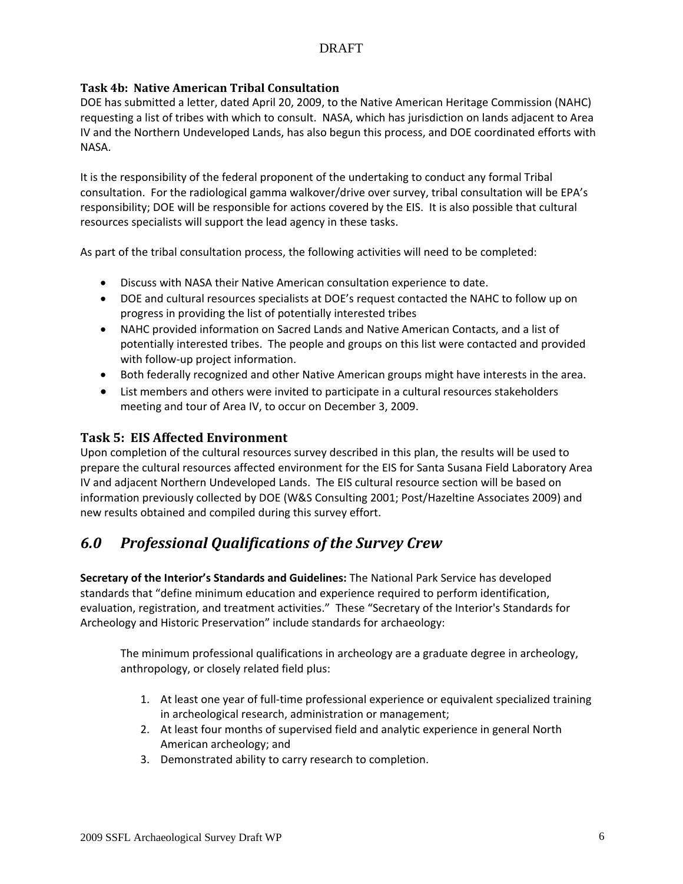### Task 4b: Native American Tribal Consultation

DOE has submitted a letter, dated April 20, 2009, to the Native American Heritage Commission (NAHC) requesting a list of tribes with which to consult. NASA, which has jurisdiction on lands adjacent to Area IV and the Northern Undeveloped Lands, has also begun this process, and DOE coordinated efforts with NASA.

It is the responsibility of the federal proponent of the undertaking to conduct any formal Tribal consultation. For the radiological gamma walkover/drive over survey, tribal consultation will be EPA's responsibility; DOE will be responsible for actions covered by the EIS. It is also possible that cultural resources specialists will support the lead agency in these tasks.

As part of the tribal consultation process, the following activities will need to be completed:

- Discuss with NASA their Native American consultation experience to date.
- DOE and cultural resources specialists at DOE's request contacted the NAHC to follow up on progress in providing the list of potentially interested tribes
- NAHC provided information on Sacred Lands and Native American Contacts, and a list of potentially interested tribes. The people and groups on this list were contacted and provided with follow-up project information.
- Both federally recognized and other Native American groups might have interests in the area.
- List members and others were invited to participate in a cultural resources stakeholders meeting and tour of Area IV, to occur on December 3, 2009.

### Task 5: EIS Affected Environment

Upon completion of the cultural resources survey described in this plan, the results will be used to prepare the cultural resources affected environment for the EIS for Santa Susana Field Laboratory Area IV and adjacent Northern Undeveloped Lands. The EIS cultural resource section will be based on information previously collected by DOE (W&S Consulting 2001; Post/Hazeltine Associates 2009) and new results obtained and compiled during this survey effort.

## *6.0 Professional Qualifications of the Survey Crew*

**Secretary of the Interior's Standards and Guidelines:** The National Park Service has developed standards that "define minimum education and experience required to perform identification, evaluation, registration, and treatment activities." These "Secretary of the Interior's Standards for Archeology and Historic Preservation" include standards for archaeology:

> The minimum professional qualifications in archeology are a graduate degree in archeology, anthropology, or closely related field plus:
>
> 1. At least one year of full-time professional experience or equivalent specialized training in archeological research, administration or management;
> 2. At least four months of supervised field and analytic experience in general North American archeology; and
> 3. Demonstrated ability to carry research to completion.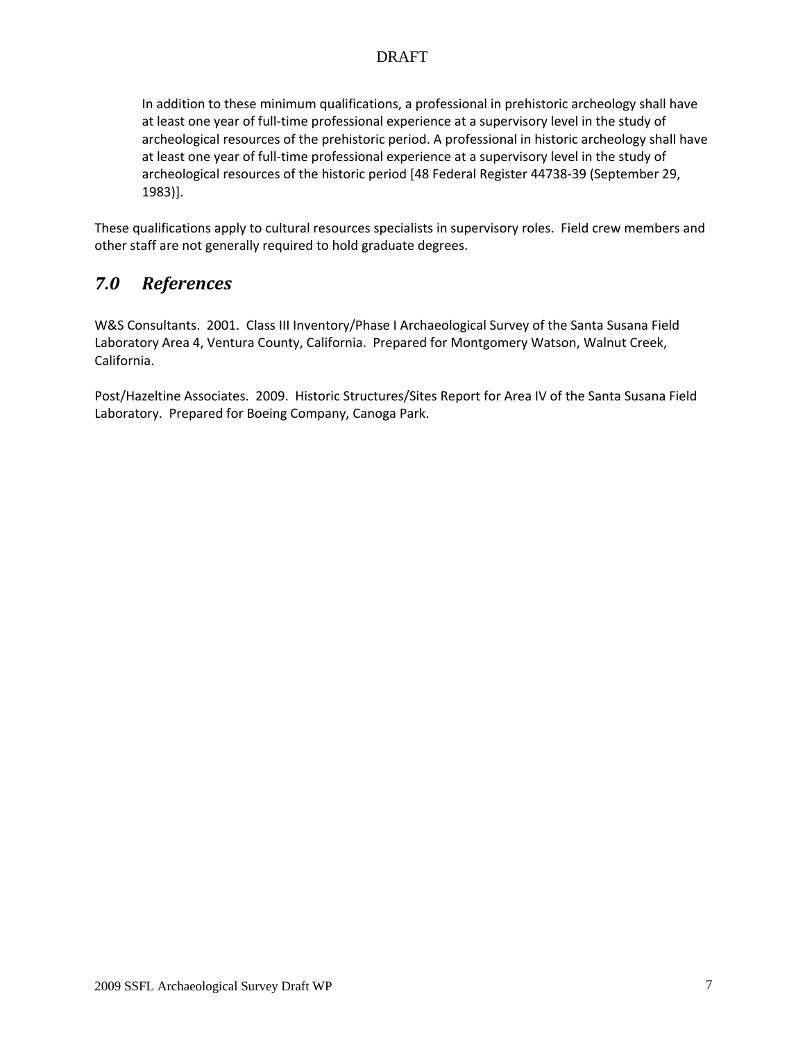> In addition to these minimum qualifications, a professional in prehistoric archeology shall have at least one year of full-time professional experience at a supervisory level in the study of archeological resources of the prehistoric period. A professional in historic archeology shall have at least one year of full-time professional experience at a supervisory level in the study of archeological resources of the historic period [48 Federal Register 44738-39 (September 29, 1983)].

These qualifications apply to cultural resources specialists in supervisory roles. Field crew members and other staff are not generally required to hold graduate degrees.

## *7.0 References*

W&S Consultants. 2001. Class III Inventory/Phase I Archaeological Survey of the Santa Susana Field Laboratory Area 4, Ventura County, California. Prepared for Montgomery Watson, Walnut Creek, California.

Post/Hazeltine Associates. 2009. Historic Structures/Sites Report for Area IV of the Santa Susana Field Laboratory. Prepared for Boeing Company, Canoga Park.